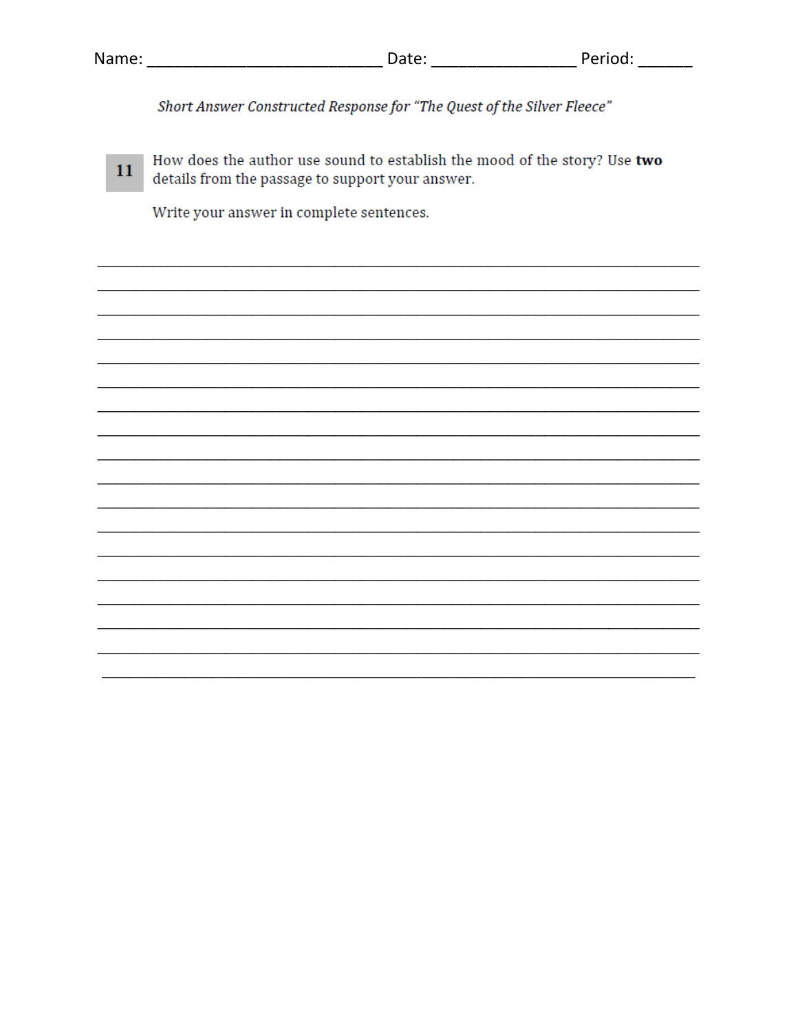Name: ___________________________ Date: ________________ Period: ______

*Short Answer Constructed Response for "The Quest of the Silver Fleece"*

**11** How does the author use sound to establish the mood of the story? Use **two** details from the passage to support your answer.

Write your answer in complete sentences.

_______________________________________________________________________________

_______________________________________________________________________________

_______________________________________________________________________________

_______________________________________________________________________________

_______________________________________________________________________________

_______________________________________________________________________________

_______________________________________________________________________________

_______________________________________________________________________________

_______________________________________________________________________________

_______________________________________________________________________________

_______________________________________________________________________________

_______________________________________________________________________________

_______________________________________________________________________________

_______________________________________________________________________________

_______________________________________________________________________________

_______________________________________________________________________________

_______________________________________________________________________________

_______________________________________________________________________________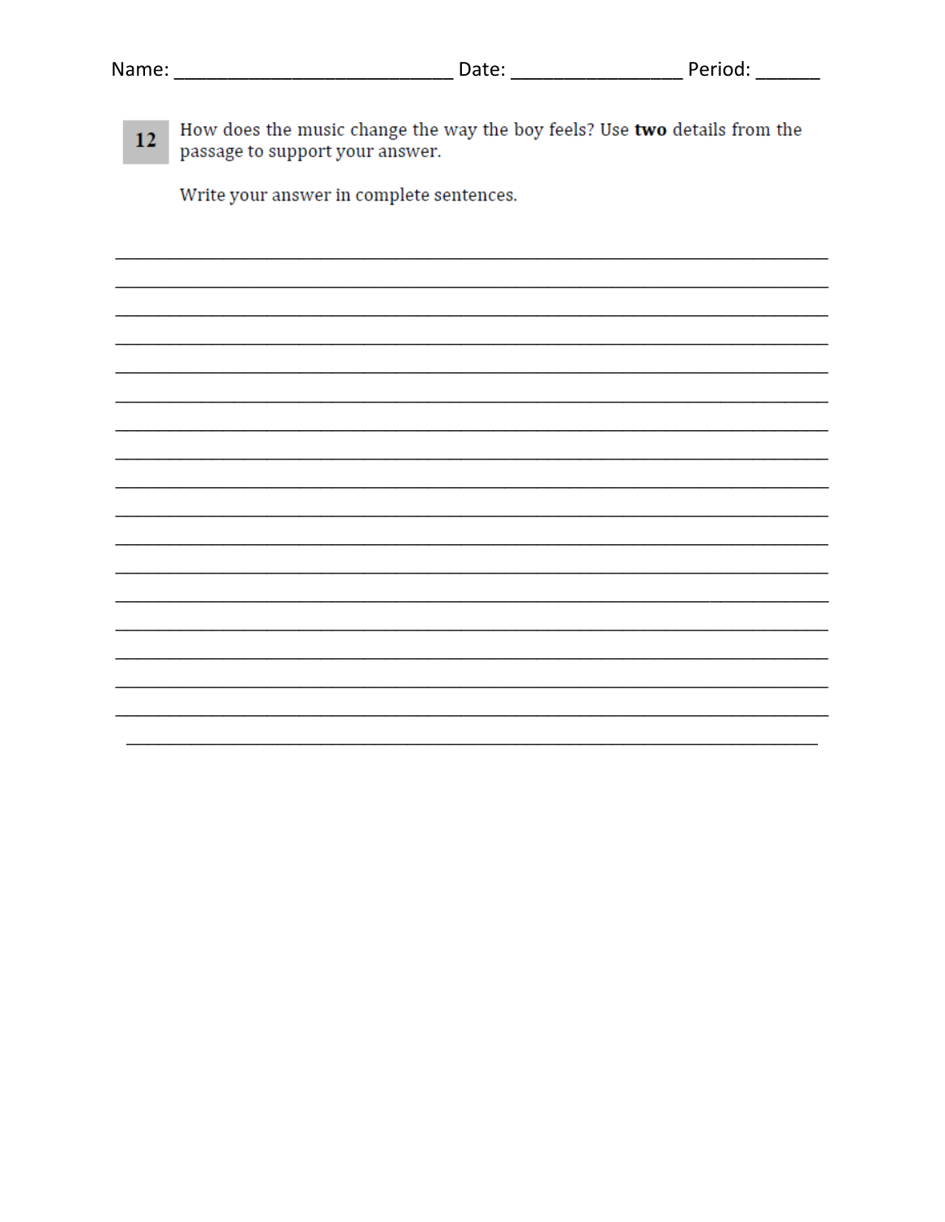Name: ___________________________ Date: ________________ Period: ______

**12** How does the music change the way the boy feels? Use **two** details from the passage to support your answer.

Write your answer in complete sentences.

___________________________________________________________________________

___________________________________________________________________________

___________________________________________________________________________

___________________________________________________________________________

___________________________________________________________________________

___________________________________________________________________________

___________________________________________________________________________

___________________________________________________________________________

___________________________________________________________________________

___________________________________________________________________________

___________________________________________________________________________

___________________________________________________________________________

___________________________________________________________________________

___________________________________________________________________________

___________________________________________________________________________

___________________________________________________________________________

___________________________________________________________________________

___________________________________________________________________________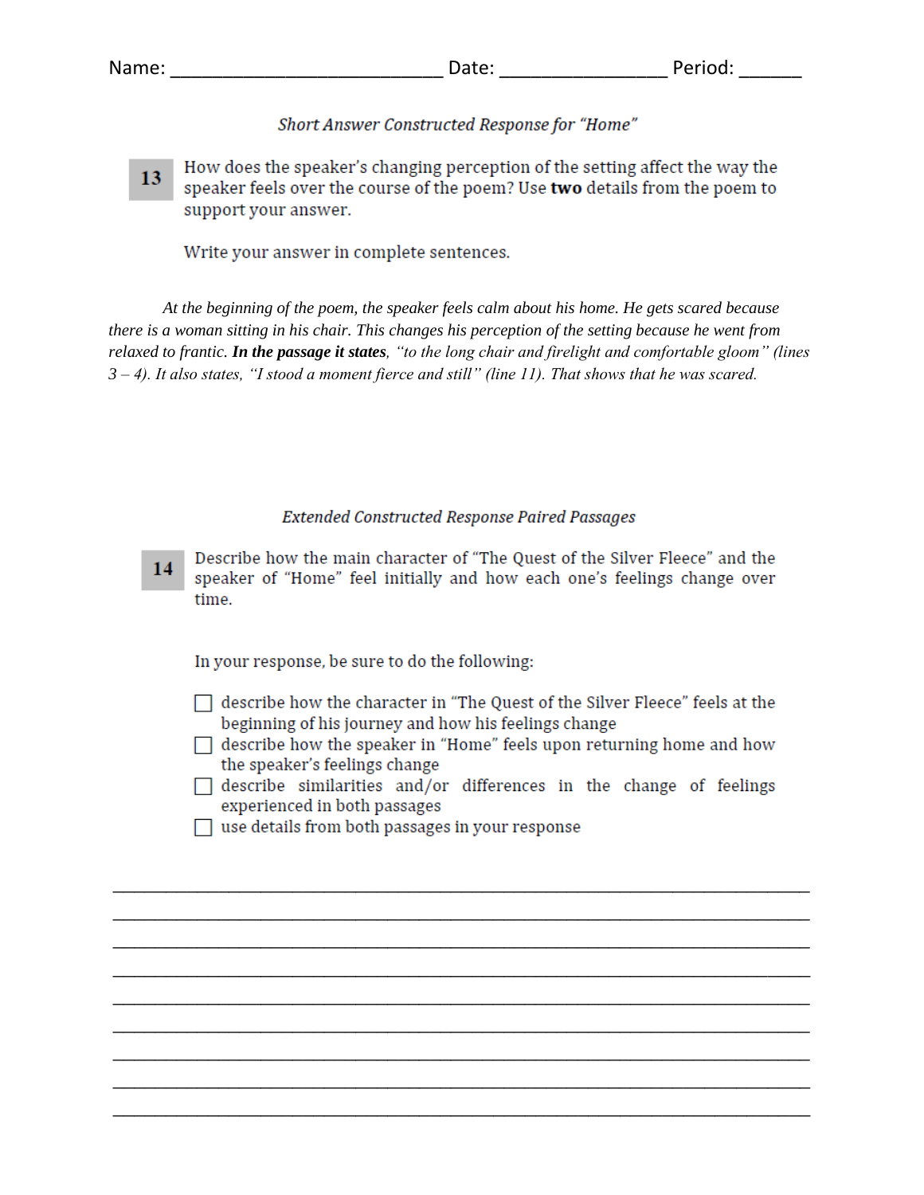Name: ___________________________ Date: ________________ Period: ______

*Short Answer Constructed Response for "Home"*

**13** How does the speaker's changing perception of the setting affect the way the speaker feels over the course of the poem? Use **two** details from the poem to support your answer.

Write your answer in complete sentences.

*At the beginning of the poem, the speaker feels calm about his home. He gets scared because there is a woman sitting in his chair. This changes his perception of the setting because he went from relaxed to frantic.* ***In the passage it states****, "to the long chair and firelight and comfortable gloom" (lines 3 – 4). It also states, "I stood a moment fierce and still" (line 11). That shows that he was scared.*

*Extended Constructed Response Paired Passages*

**14** Describe how the main character of "The Quest of the Silver Fleece" and the speaker of "Home" feel initially and how each one's feelings change over time.

In your response, be sure to do the following:

- ☐ describe how the character in "The Quest of the Silver Fleece" feels at the beginning of his journey and how his feelings change
- ☐ describe how the speaker in "Home" feels upon returning home and how the speaker's feelings change
- ☐ describe similarities and/or differences in the change of feelings experienced in both passages
- ☐ use details from both passages in your response

______________________________________________________________________________

______________________________________________________________________________

______________________________________________________________________________

______________________________________________________________________________

______________________________________________________________________________

______________________________________________________________________________

______________________________________________________________________________

______________________________________________________________________________

______________________________________________________________________________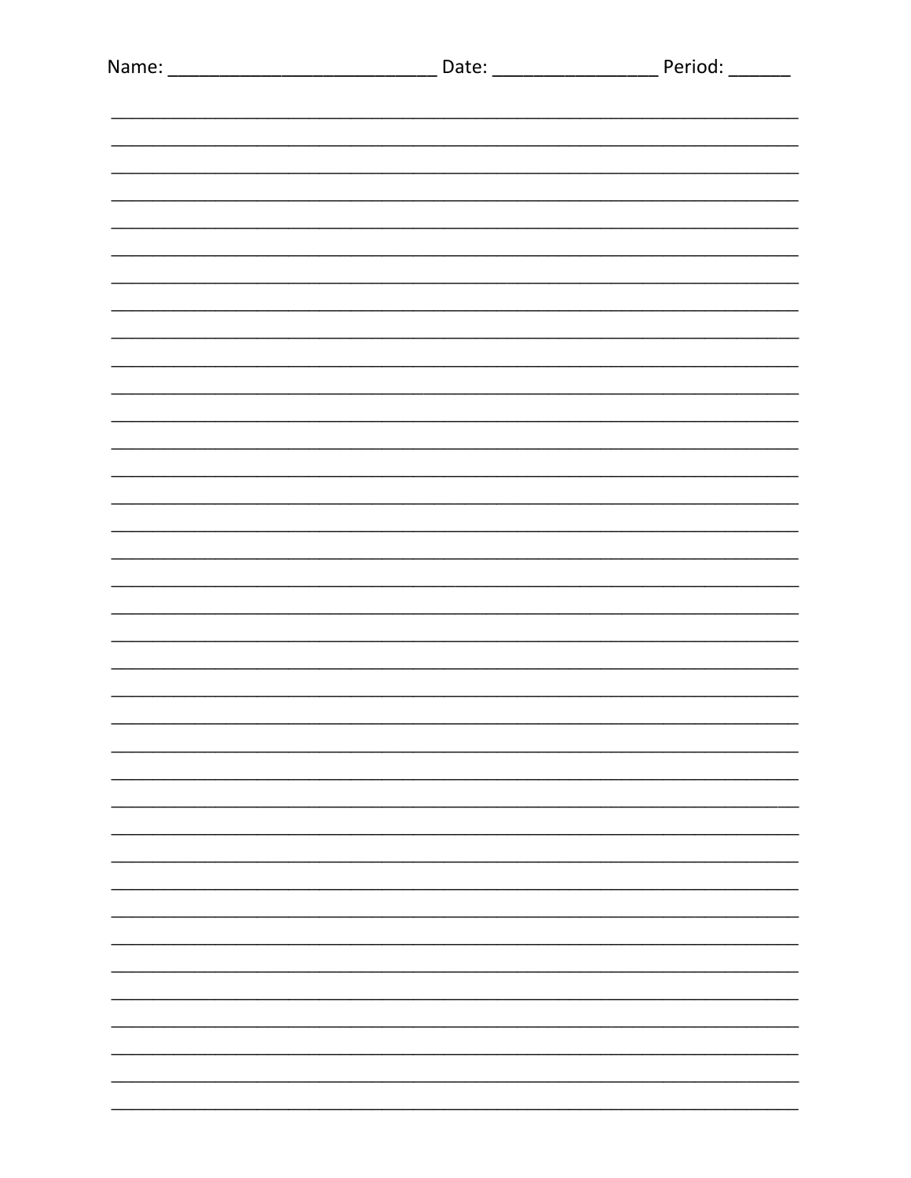Name: ___________________________ Date: _________________ Period: ______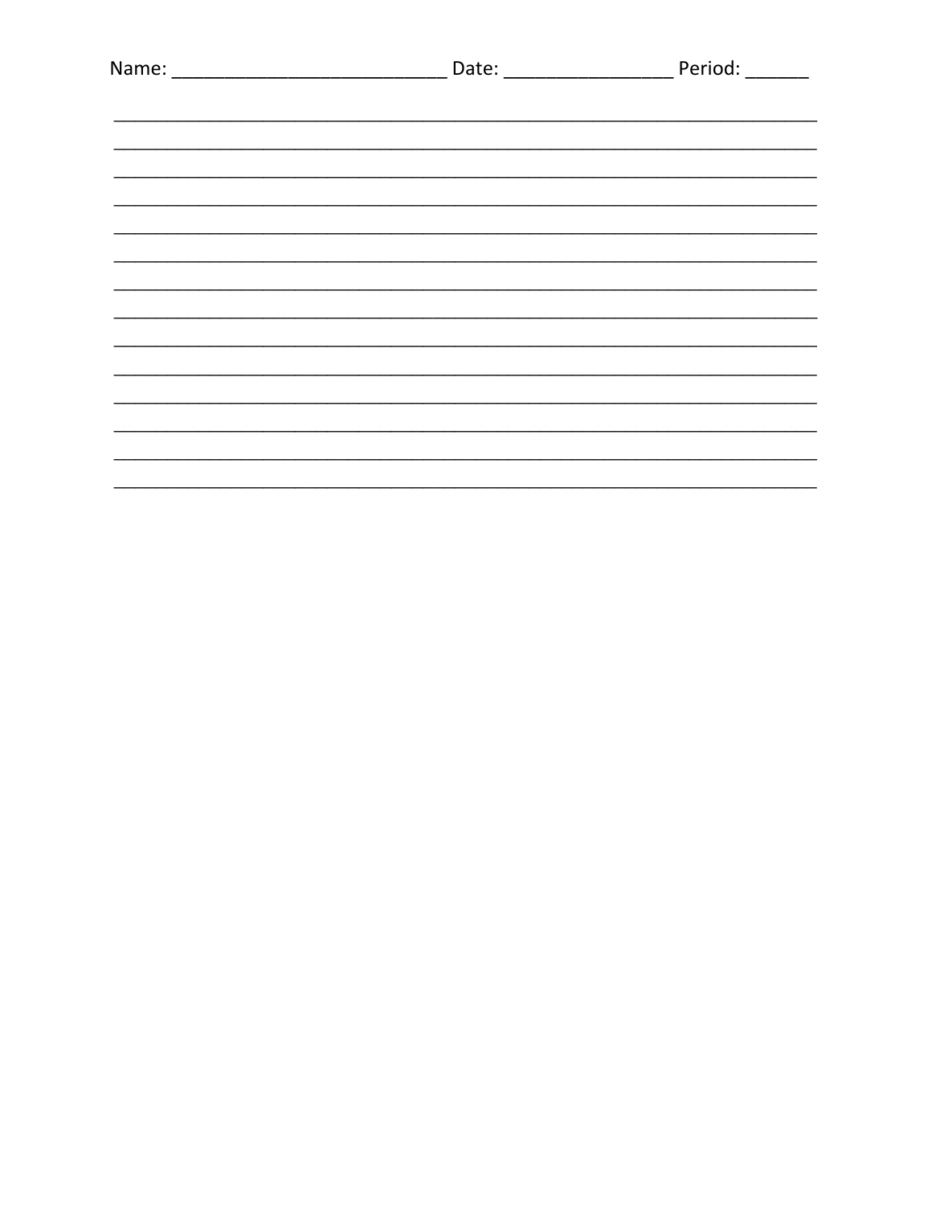Name: ___________________________ Date: ________________ Period: ______

_______________________________________________________________________

_______________________________________________________________________

_______________________________________________________________________

_______________________________________________________________________

_______________________________________________________________________

_______________________________________________________________________

_______________________________________________________________________

_______________________________________________________________________

_______________________________________________________________________

_______________________________________________________________________

_______________________________________________________________________

_______________________________________________________________________

_______________________________________________________________________

_______________________________________________________________________